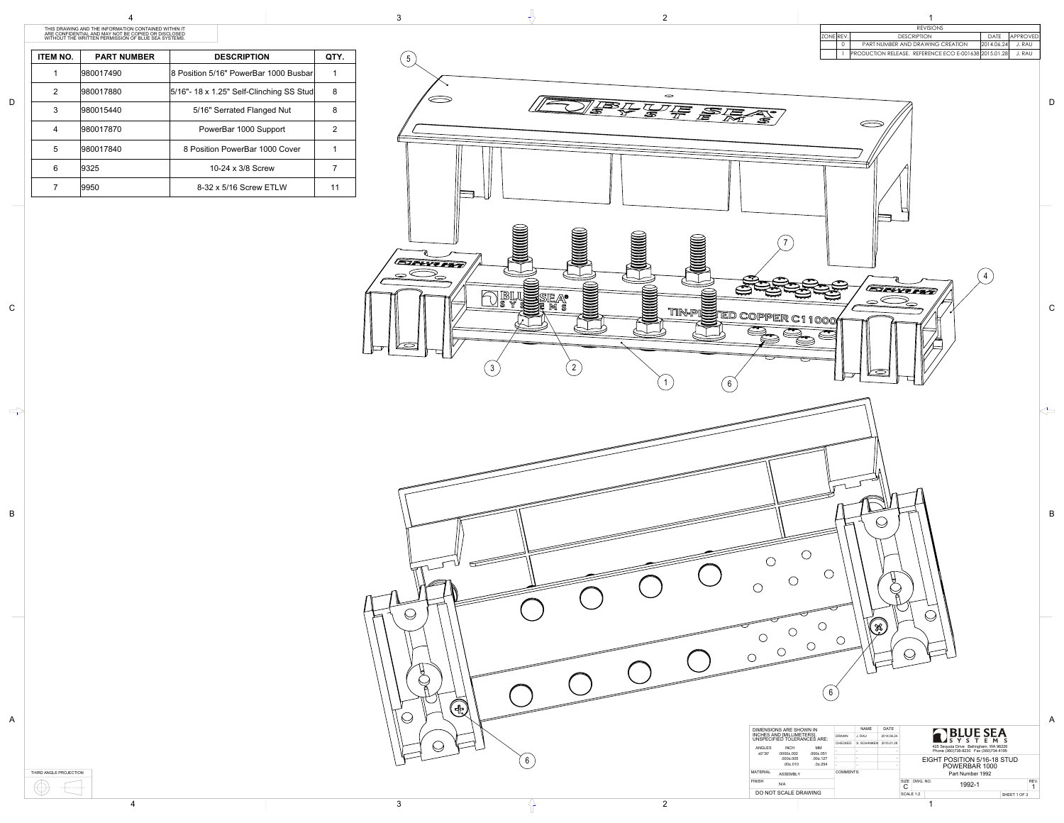THIS DRAWING AND THE INFORMATION CONTAINED WITHIN IT ARE CONFIDENTIAL AND MAY NOT BE COPIED OR DISCLOSED WITHOUT THE WRITTEN PERMISSION OF BLUE SEA SYSTEMS.

| ITEM NO. | PART NUMBER | DESCRIPTION | QTY. |
|---|---|---|---|
| 1 | 980017490 | 8 Position 5/16" PowerBar 1000 Busbar | 1 |
| 2 | 980017880 | 5/16"- 18 x 1.25" Self-Clinching SS Stud | 8 |
| 3 | 980015440 | 5/16" Serrated Flanged Nut | 8 |
| 4 | 980017870 | PowerBar 1000 Support | 2 |
| 5 | 980017840 | 8 Position PowerBar 1000 Cover | 1 |
| 6 | 9325 | 10-24 x 3/8 Screw | 7 |
| 7 | 9950 | 8-32 x 5/16 Screw ETLW | 11 |

REVISIONS

| ZONE | REV. | DESCRIPTION | DATE | APPROVED |
|---|---|---|---|---|
| | 0 | PART NUMBER AND DRAWING CREATION | 2014.06.24 | J. RAU |
| | 1 | PRODUCTION RELEASE. REFERENCE ECO E-001638 | 2015.01.28 | J. RAU |

BLUE SEA SYSTEMS

TIN-PLATED COPPER C11000

DIMENSIONS ARE SHOWN IN INCHES AND [MILLIMETERS] UNSPECIFIED TOLERANCES ARE:

| ANGLES | INCH | MM |
|---|---|---|
| ±0°30' | .0000±.002 | .000±.051 |
| | .000±.005 | .00±.127 |
| | .00±.010 | .0±.254 |

MATERIAL: ASSEMBLY

FINISH: N/A

DO NOT SCALE DRAWING

| | NAME | DATE |
|---|---|---|
| DRAWN | J. RAU | 2014.06.24 |
| CHECKED | S. SCHANKEN | 2015.01.28 |

COMMENTS:

BLUE SEA SYSTEMS
425 Sequoia Drive Bellingham, WA 98226
Phone (360)738-8230 Fax (360)734-4195

EIGHT POSITION 5/16-18 STUD POWERBAR 1000
Part Number 1992

SIZE: C | DWG. NO.: 1992-1 | REV.: 1

SCALE 1:2 | SHEET 1 OF 3

THIRD ANGLE PROJECTION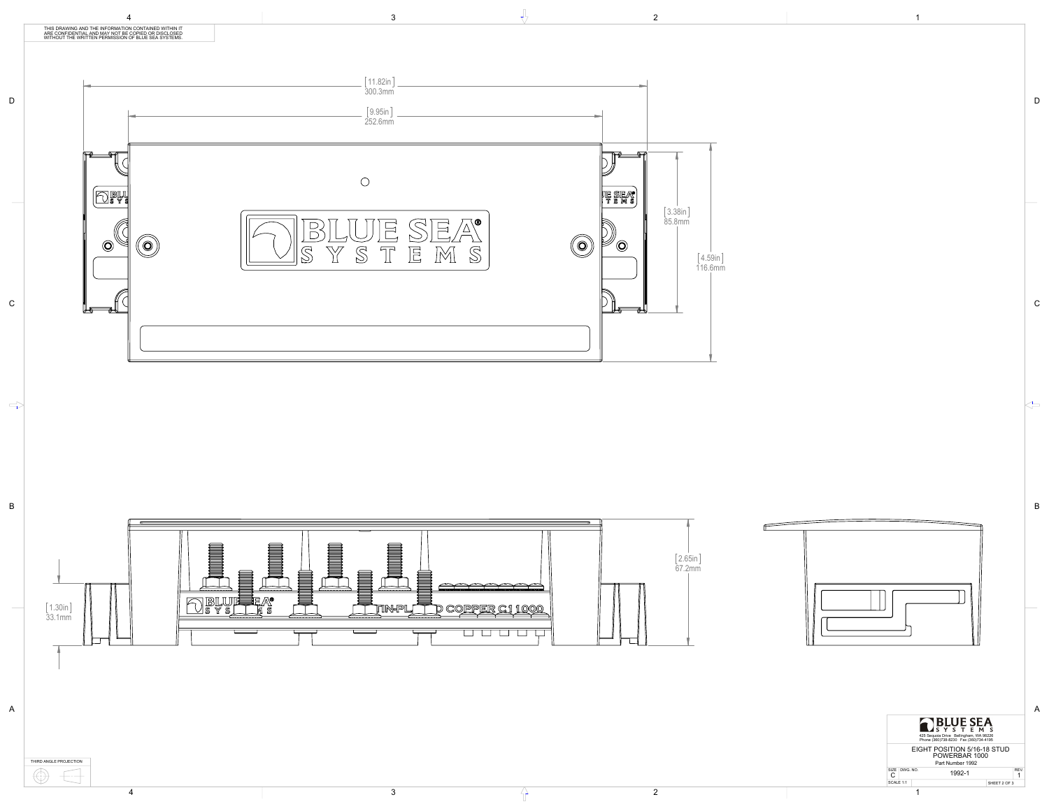THIS DRAWING AND THE INFORMATION CONTAINED WITHIN IT ARE CONFIDENTIAL AND MAY NOT BE COPIED OR DISCLOSED WITHOUT THE WRITTEN PERMISSION OF BLUE SEA SYSTEMS.

[11.82in] 300.3mm

[9.95in] 252.6mm

[3.38in] 85.8mm

[4.59in] 116.6mm

[2.65in] 67.2mm

[1.30in] 33.1mm

THIRD ANGLE PROJECTION

**BLUE SEA SYSTEMS**

425 Sequoia Drive Bellingham, WA 98226
Phone (360)738-8230 Fax (360)734-4195

EIGHT POSITION 5/16-18 STUD POWERBAR 1000

Part Number 1992

| SIZE | DWG. NO. | REV. |
|---|---|---|
| C | 1992-1 | 1 |
| SCALE 1:1 | | SHEET 2 OF 3 |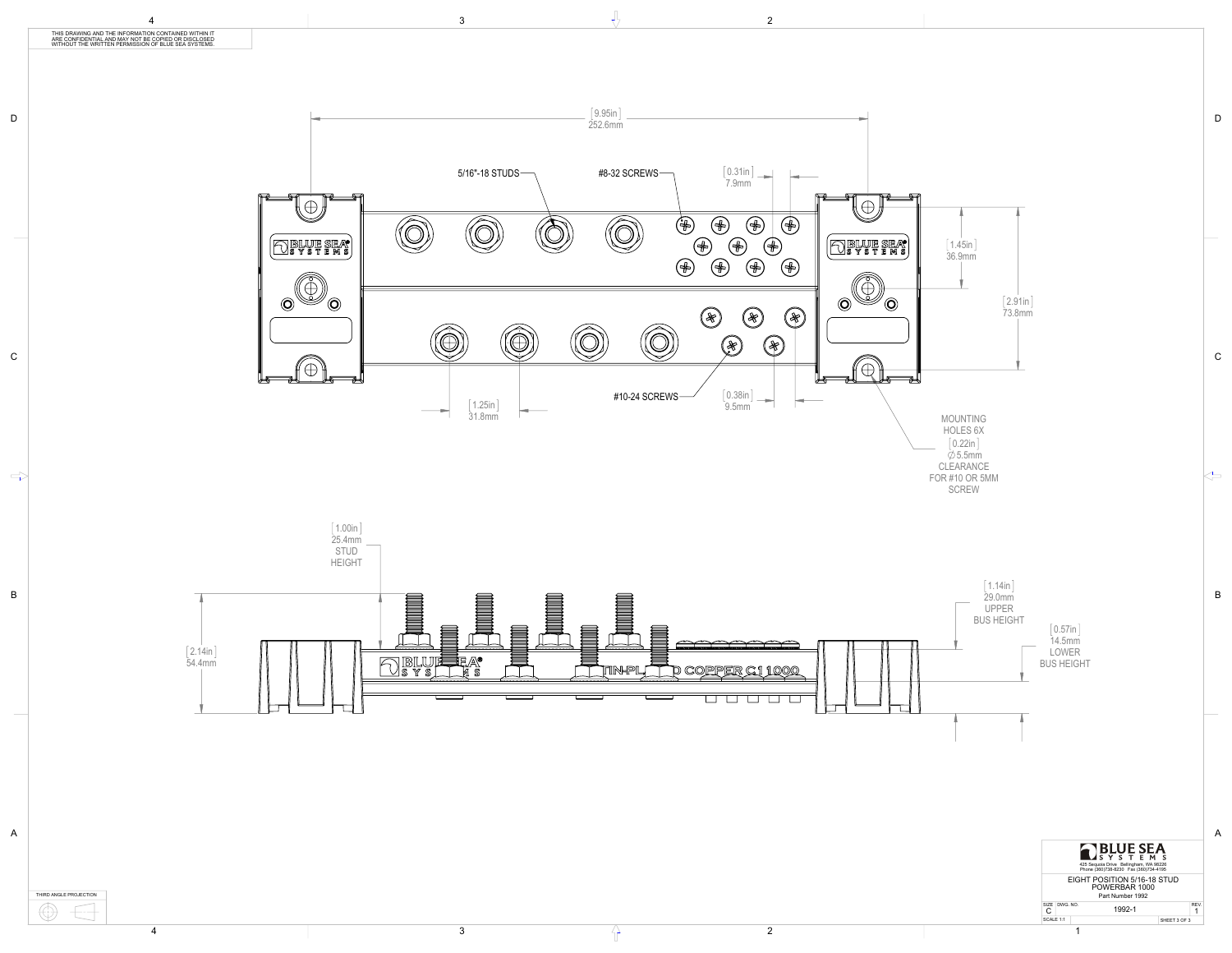THIS DRAWING AND THE INFORMATION CONTAINED WITHIN IT ARE CONFIDENTIAL AND MAY NOT BE COPIED OR DISCLOSED WITHOUT THE WRITTEN PERMISSION OF BLUE SEA SYSTEMS.

[9.95in]
252.6mm

5/16"-18 STUDS

#8-32 SCREWS

[0.31in]
7.9mm

[1.45in]
36.9mm

[2.91in]
73.8mm

[1.25in]
31.8mm

#10-24 SCREWS

[0.38in]
9.5mm

MOUNTING HOLES 6X
[0.22in]
∅5.5mm
CLEARANCE FOR #10 OR 5MM SCREW

[1.00in]
25.4mm
STUD HEIGHT

[2.14in]
54.4mm

[1.14in]
29.0mm
UPPER BUS HEIGHT

[0.57in]
14.5mm
LOWER BUS HEIGHT

TIN-PLATED COPPER C11000

THIRD ANGLE PROJECTION

BLUE SEA SYSTEMS
425 Sequoia Drive Bellingham, WA 98226
Phone (360)738-8230 Fax (360)734-4195

EIGHT POSITION 5/16-18 STUD POWERBAR 1000
Part Number 1992

| SIZE | DWG. NO. | REV. |
| --- | --- | --- |
| C | 1992-1 | 1 |
| SCALE 1:1 | | SHEET 3 OF 3 |